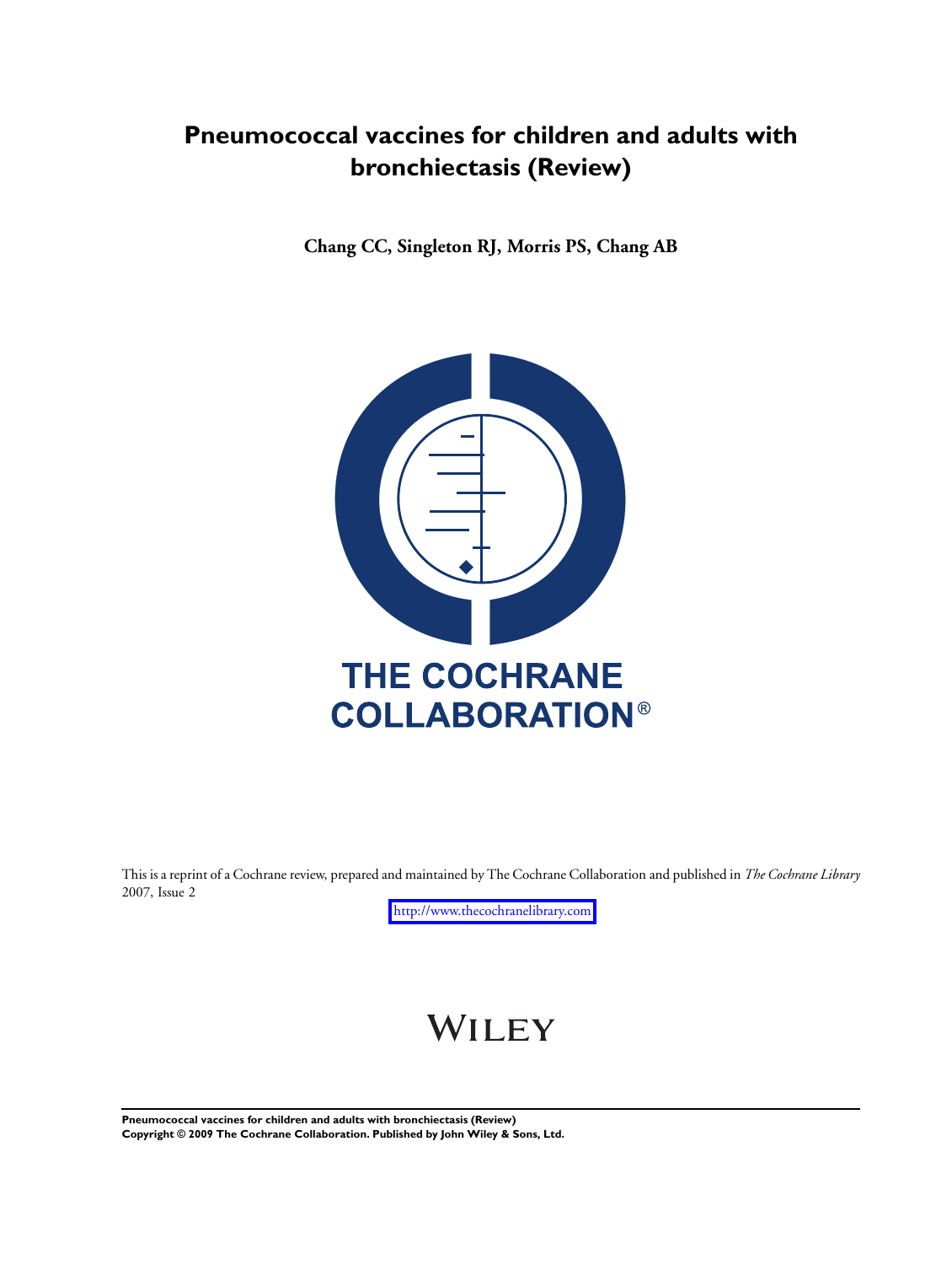# Pneumococcal vaccines for children and adults with bronchiectasis (Review)

**Chang CC, Singleton RJ, Morris PS, Chang AB**

THE COCHRANE COLLABORATION®

This is a reprint of a Cochrane review, prepared and maintained by The Cochrane Collaboration and published in *The Cochrane Library* 2007, Issue 2

http://www.thecochranelibrary.com

WILEY

**Pneumococcal vaccines for children and adults with bronchiectasis (Review)**
**Copyright © 2009 The Cochrane Collaboration. Published by John Wiley & Sons, Ltd.**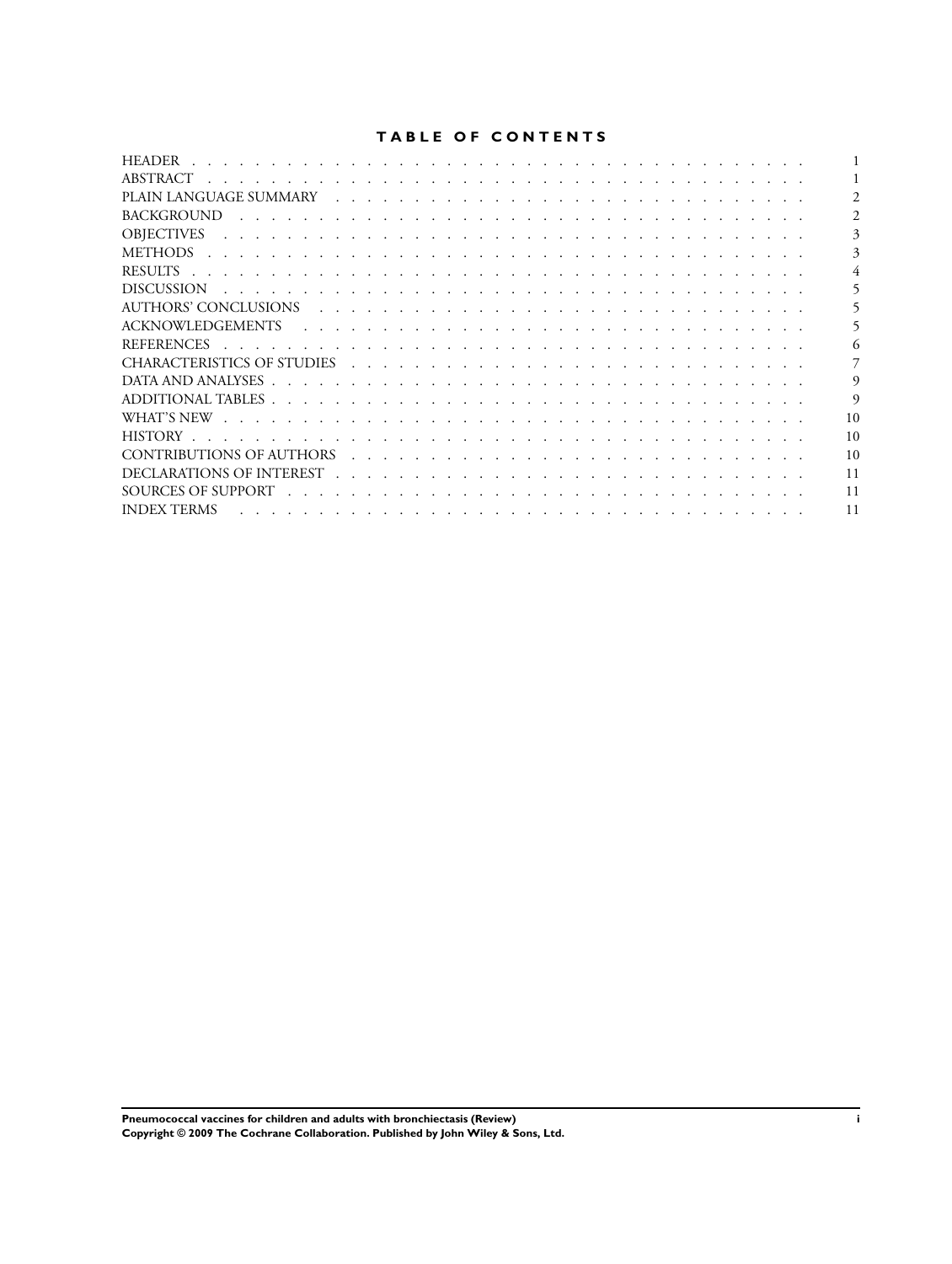# TABLE OF CONTENTS

| | |
|---|---|
| HEADER | 1 |
| ABSTRACT | 1 |
| PLAIN LANGUAGE SUMMARY | 2 |
| BACKGROUND | 2 |
| OBJECTIVES | 3 |
| METHODS | 3 |
| RESULTS | 4 |
| DISCUSSION | 5 |
| AUTHORS' CONCLUSIONS | 5 |
| ACKNOWLEDGEMENTS | 5 |
| REFERENCES | 6 |
| CHARACTERISTICS OF STUDIES | 7 |
| DATA AND ANALYSES | 9 |
| ADDITIONAL TABLES | 9 |
| WHAT'S NEW | 10 |
| HISTORY | 10 |
| CONTRIBUTIONS OF AUTHORS | 10 |
| DECLARATIONS OF INTEREST | 11 |
| SOURCES OF SUPPORT | 11 |
| INDEX TERMS | 11 |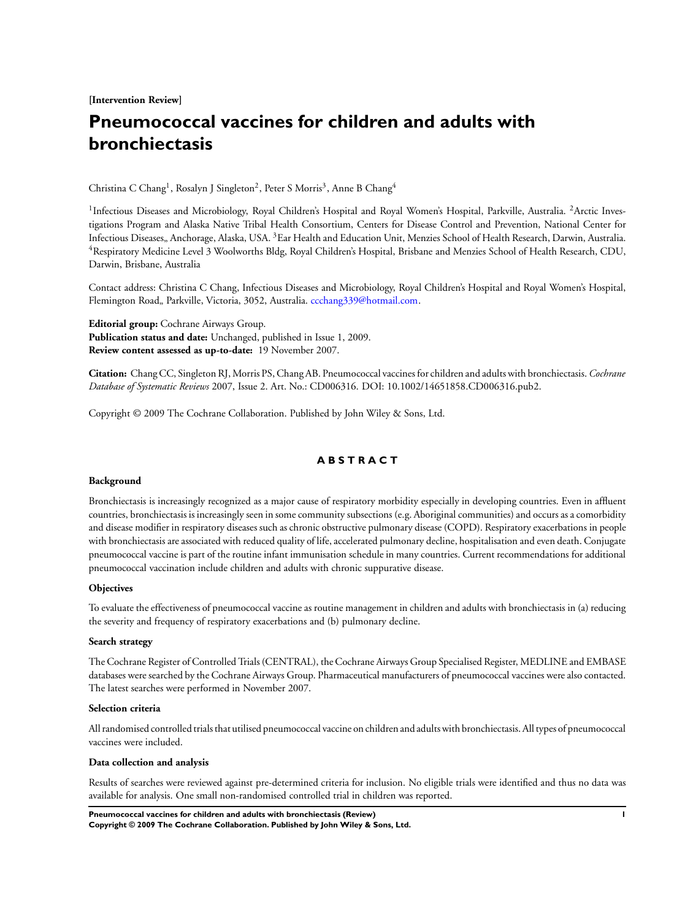**[Intervention Review]**

# Pneumococcal vaccines for children and adults with bronchiectasis

Christina C Chang[1], Rosalyn J Singleton[2], Peter S Morris[3], Anne B Chang[4]

[1]Infectious Diseases and Microbiology, Royal Children's Hospital and Royal Women's Hospital, Parkville, Australia. [2]Arctic Investigations Program and Alaska Native Tribal Health Consortium, Centers for Disease Control and Prevention, National Center for Infectious Diseases,, Anchorage, Alaska, USA. [3]Ear Health and Education Unit, Menzies School of Health Research, Darwin, Australia. [4]Respiratory Medicine Level 3 Woolworths Bldg, Royal Children's Hospital, Brisbane and Menzies School of Health Research, CDU, Darwin, Brisbane, Australia

Contact address: Christina C Chang, Infectious Diseases and Microbiology, Royal Children's Hospital and Royal Women's Hospital, Flemington Road,, Parkville, Victoria, 3052, Australia. ccchang339@hotmail.com.

**Editorial group:** Cochrane Airways Group.
**Publication status and date:** Unchanged, published in Issue 1, 2009.
**Review content assessed as up-to-date:** 19 November 2007.

**Citation:** Chang CC, Singleton RJ, Morris PS, Chang AB. Pneumococcal vaccines for children and adults with bronchiectasis. *Cochrane Database of Systematic Reviews* 2007, Issue 2. Art. No.: CD006316. DOI: 10.1002/14651858.CD006316.pub2.

Copyright © 2009 The Cochrane Collaboration. Published by John Wiley & Sons, Ltd.

## ABSTRACT

### Background

Bronchiectasis is increasingly recognized as a major cause of respiratory morbidity especially in developing countries. Even in affluent countries, bronchiectasis is increasingly seen in some community subsections (e.g. Aboriginal communities) and occurs as a comorbidity and disease modifier in respiratory diseases such as chronic obstructive pulmonary disease (COPD). Respiratory exacerbations in people with bronchiectasis are associated with reduced quality of life, accelerated pulmonary decline, hospitalisation and even death. Conjugate pneumococcal vaccine is part of the routine infant immunisation schedule in many countries. Current recommendations for additional pneumococcal vaccination include children and adults with chronic suppurative disease.

### Objectives

To evaluate the effectiveness of pneumococcal vaccine as routine management in children and adults with bronchiectasis in (a) reducing the severity and frequency of respiratory exacerbations and (b) pulmonary decline.

### Search strategy

The Cochrane Register of Controlled Trials (CENTRAL), the Cochrane Airways Group Specialised Register, MEDLINE and EMBASE databases were searched by the Cochrane Airways Group. Pharmaceutical manufacturers of pneumococcal vaccines were also contacted. The latest searches were performed in November 2007.

### Selection criteria

All randomised controlled trials that utilised pneumococcal vaccine on children and adults with bronchiectasis. All types of pneumococcal vaccines were included.

### Data collection and analysis

Results of searches were reviewed against pre-determined criteria for inclusion. No eligible trials were identified and thus no data was available for analysis. One small non-randomised controlled trial in children was reported.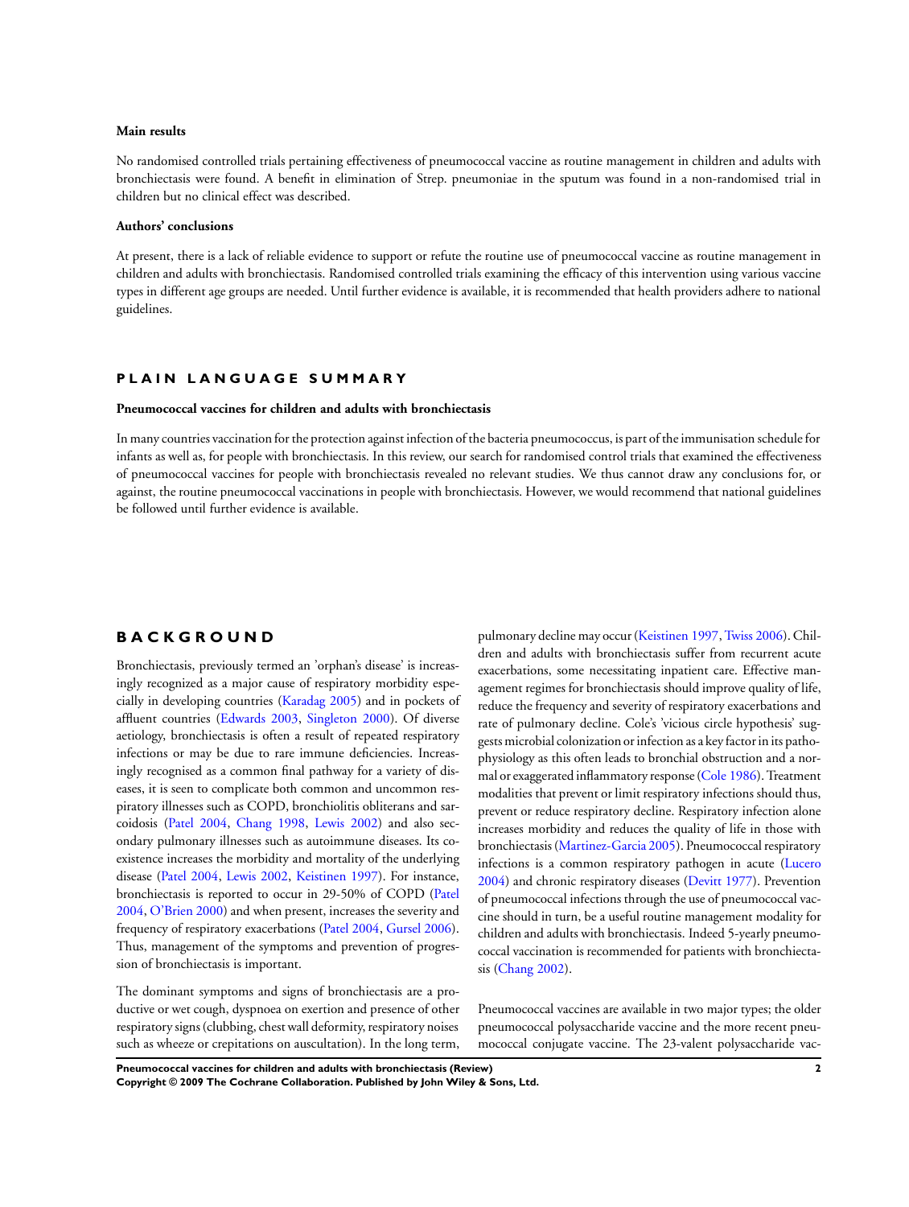### Main results

No randomised controlled trials pertaining effectiveness of pneumococcal vaccine as routine management in children and adults with bronchiectasis were found. A benefit in elimination of Strep. pneumoniae in the sputum was found in a non-randomised trial in children but no clinical effect was described.

### Authors' conclusions

At present, there is a lack of reliable evidence to support or refute the routine use of pneumococcal vaccine as routine management in children and adults with bronchiectasis. Randomised controlled trials examining the efficacy of this intervention using various vaccine types in different age groups are needed. Until further evidence is available, it is recommended that health providers adhere to national guidelines.

## PLAIN LANGUAGE SUMMARY

### Pneumococcal vaccines for children and adults with bronchiectasis

In many countries vaccination for the protection against infection of the bacteria pneumococcus, is part of the immunisation schedule for infants as well as, for people with bronchiectasis. In this review, our search for randomised control trials that examined the effectiveness of pneumococcal vaccines for people with bronchiectasis revealed no relevant studies. We thus cannot draw any conclusions for, or against, the routine pneumococcal vaccinations in people with bronchiectasis. However, we would recommend that national guidelines be followed until further evidence is available.

## BACKGROUND

Bronchiectasis, previously termed an 'orphan's disease' is increasingly recognized as a major cause of respiratory morbidity especially in developing countries (Karadag 2005) and in pockets of affluent countries (Edwards 2003, Singleton 2000). Of diverse aetiology, bronchiectasis is often a result of repeated respiratory infections or may be due to rare immune deficiencies. Increasingly recognised as a common final pathway for a variety of diseases, it is seen to complicate both common and uncommon respiratory illnesses such as COPD, bronchiolitis obliterans and sarcoidosis (Patel 2004, Chang 1998, Lewis 2002) and also secondary pulmonary illnesses such as autoimmune diseases. Its coexistence increases the morbidity and mortality of the underlying disease (Patel 2004, Lewis 2002, Keistinen 1997). For instance, bronchiectasis is reported to occur in 29-50% of COPD (Patel 2004, O'Brien 2000) and when present, increases the severity and frequency of respiratory exacerbations (Patel 2004, Gursel 2006). Thus, management of the symptoms and prevention of progression of bronchiectasis is important.

The dominant symptoms and signs of bronchiectasis are a productive or wet cough, dyspnoea on exertion and presence of other respiratory signs (clubbing, chest wall deformity, respiratory noises such as wheeze or crepitations on auscultation). In the long term, pulmonary decline may occur (Keistinen 1997, Twiss 2006). Children and adults with bronchiectasis suffer from recurrent acute exacerbations, some necessitating inpatient care. Effective management regimes for bronchiectasis should improve quality of life, reduce the frequency and severity of respiratory exacerbations and rate of pulmonary decline. Cole's 'vicious circle hypothesis' suggests microbial colonization or infection as a key factor in its pathophysiology as this often leads to bronchial obstruction and a normal or exaggerated inflammatory response (Cole 1986). Treatment modalities that prevent or limit respiratory infections should thus, prevent or reduce respiratory decline. Respiratory infection alone increases morbidity and reduces the quality of life in those with bronchiectasis (Martinez-Garcia 2005). Pneumococcal respiratory infections is a common respiratory pathogen in acute (Lucero 2004) and chronic respiratory diseases (Devitt 1977). Prevention of pneumococcal infections through the use of pneumococcal vaccine should in turn, be a useful routine management modality for children and adults with bronchiectasis. Indeed 5-yearly pneumococcal vaccination is recommended for patients with bronchiectasis (Chang 2002).

Pneumococcal vaccines are available in two major types; the older pneumococcal polysaccharide vaccine and the more recent pneumococcal conjugate vaccine. The 23-valent polysaccharide vac-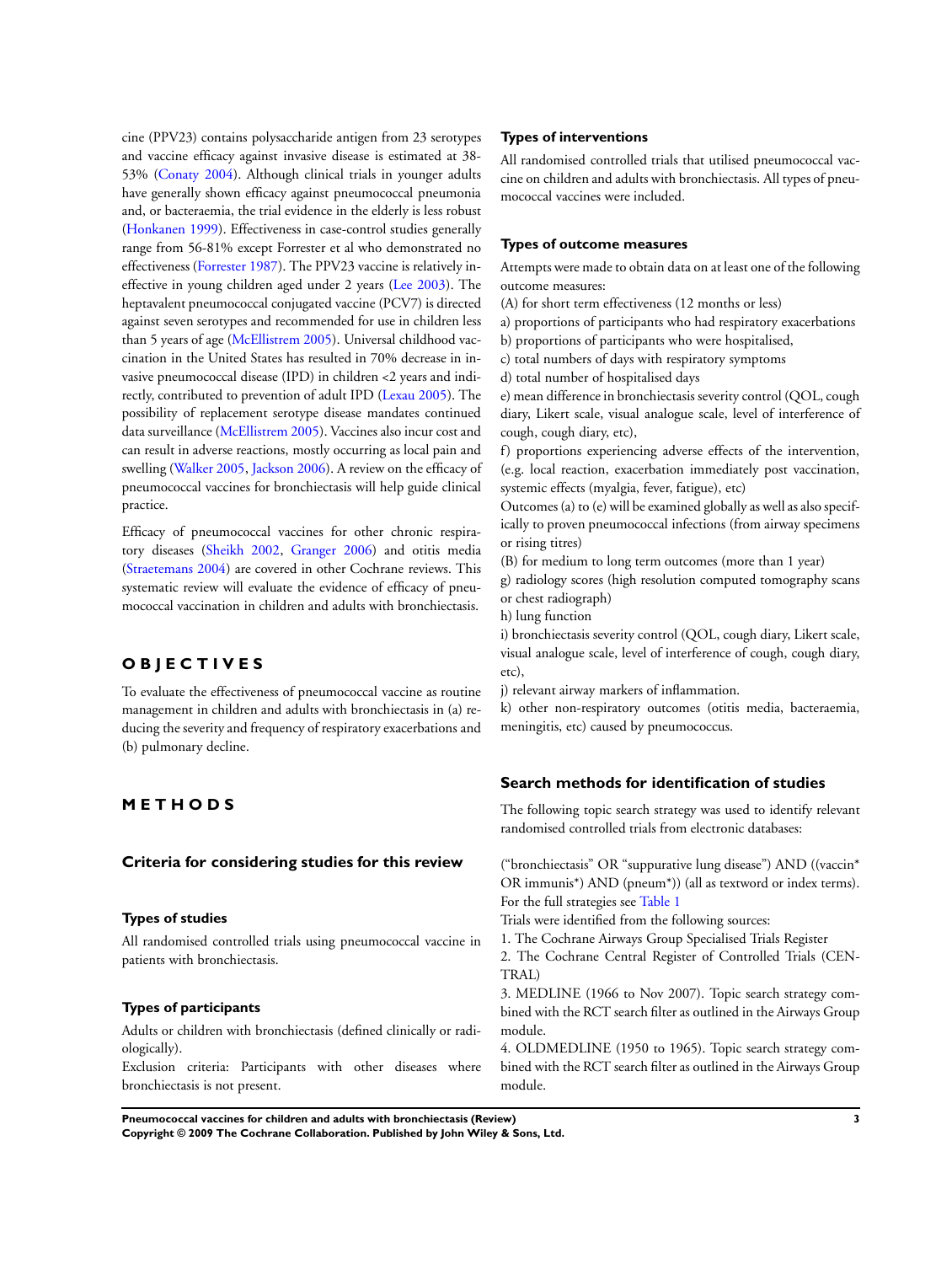cine (PPV23) contains polysaccharide antigen from 23 serotypes and vaccine efficacy against invasive disease is estimated at 38-53% (Conaty 2004). Although clinical trials in younger adults have generally shown efficacy against pneumococcal pneumonia and, or bacteraemia, the trial evidence in the elderly is less robust (Honkanen 1999). Effectiveness in case-control studies generally range from 56-81% except Forrester et al who demonstrated no effectiveness (Forrester 1987). The PPV23 vaccine is relatively ineffective in young children aged under 2 years (Lee 2003). The heptavalent pneumococcal conjugated vaccine (PCV7) is directed against seven serotypes and recommended for use in children less than 5 years of age (McEllistrem 2005). Universal childhood vaccination in the United States has resulted in 70% decrease in invasive pneumococcal disease (IPD) in children <2 years and indirectly, contributed to prevention of adult IPD (Lexau 2005). The possibility of replacement serotype disease mandates continued data surveillance (McEllistrem 2005). Vaccines also incur cost and can result in adverse reactions, mostly occurring as local pain and swelling (Walker 2005, Jackson 2006). A review on the efficacy of pneumococcal vaccines for bronchiectasis will help guide clinical practice.

Efficacy of pneumococcal vaccines for other chronic respiratory diseases (Sheikh 2002, Granger 2006) and otitis media (Straetemans 2004) are covered in other Cochrane reviews. This systematic review will evaluate the evidence of efficacy of pneumococcal vaccination in children and adults with bronchiectasis.

# OBJECTIVES

To evaluate the effectiveness of pneumococcal vaccine as routine management in children and adults with bronchiectasis in (a) reducing the severity and frequency of respiratory exacerbations and (b) pulmonary decline.

# METHODS

## Criteria for considering studies for this review

### Types of studies

All randomised controlled trials using pneumococcal vaccine in patients with bronchiectasis.

### Types of participants

Adults or children with bronchiectasis (defined clinically or radiologically).

Exclusion criteria: Participants with other diseases where bronchiectasis is not present.

### Types of interventions

All randomised controlled trials that utilised pneumococcal vaccine on children and adults with bronchiectasis. All types of pneumococcal vaccines were included.

### Types of outcome measures

Attempts were made to obtain data on at least one of the following outcome measures:

(A) for short term effectiveness (12 months or less)

a) proportions of participants who had respiratory exacerbations

b) proportions of participants who were hospitalised,

c) total numbers of days with respiratory symptoms

d) total number of hospitalised days

e) mean difference in bronchiectasis severity control (QOL, cough diary, Likert scale, visual analogue scale, level of interference of cough, cough diary, etc),

f) proportions experiencing adverse effects of the intervention, (e.g. local reaction, exacerbation immediately post vaccination, systemic effects (myalgia, fever, fatigue), etc)

Outcomes (a) to (e) will be examined globally as well as also specifically to proven pneumococcal infections (from airway specimens or rising titres)

(B) for medium to long term outcomes (more than 1 year)

g) radiology scores (high resolution computed tomography scans or chest radiograph)

h) lung function

i) bronchiectasis severity control (QOL, cough diary, Likert scale, visual analogue scale, level of interference of cough, cough diary, etc),

j) relevant airway markers of inflammation.

k) other non-respiratory outcomes (otitis media, bacteraemia, meningitis, etc) caused by pneumococcus.

## Search methods for identification of studies

The following topic search strategy was used to identify relevant randomised controlled trials from electronic databases:

("bronchiectasis" OR "suppurative lung disease") AND ((vaccin* OR immunis*) AND (pneum*)) (all as textword or index terms). For the full strategies see Table 1

Trials were identified from the following sources:

1. The Cochrane Airways Group Specialised Trials Register
2. The Cochrane Central Register of Controlled Trials (CENTRAL)
3. MEDLINE (1966 to Nov 2007). Topic search strategy combined with the RCT search filter as outlined in the Airways Group module.
4. OLDMEDLINE (1950 to 1965). Topic search strategy combined with the RCT search filter as outlined in the Airways Group module.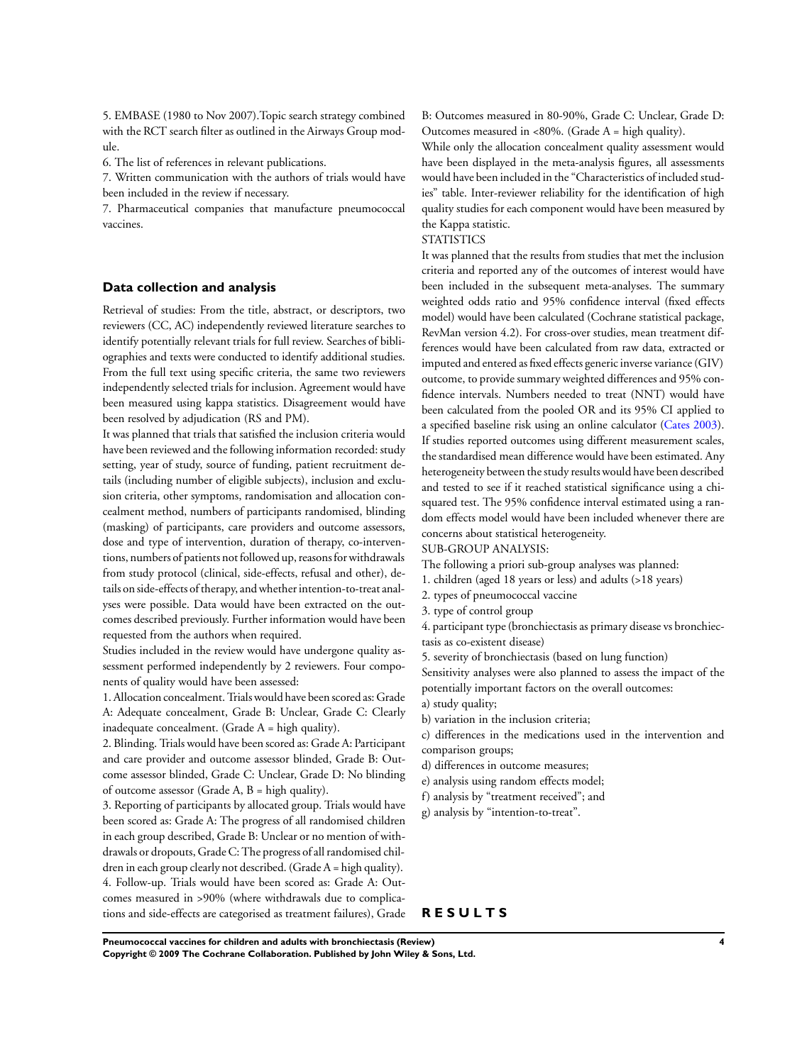5. EMBASE (1980 to Nov 2007).Topic search strategy combined with the RCT search filter as outlined in the Airways Group module.

6. The list of references in relevant publications.

7. Written communication with the authors of trials would have been included in the review if necessary.

7. Pharmaceutical companies that manufacture pneumococcal vaccines.

## Data collection and analysis

Retrieval of studies: From the title, abstract, or descriptors, two reviewers (CC, AC) independently reviewed literature searches to identify potentially relevant trials for full review. Searches of bibliographies and texts were conducted to identify additional studies. From the full text using specific criteria, the same two reviewers independently selected trials for inclusion. Agreement would have been measured using kappa statistics. Disagreement would have been resolved by adjudication (RS and PM).

It was planned that trials that satisfied the inclusion criteria would have been reviewed and the following information recorded: study setting, year of study, source of funding, patient recruitment details (including number of eligible subjects), inclusion and exclusion criteria, other symptoms, randomisation and allocation concealment method, numbers of participants randomised, blinding (masking) of participants, care providers and outcome assessors, dose and type of intervention, duration of therapy, co-interventions, numbers of patients not followed up, reasons for withdrawals from study protocol (clinical, side-effects, refusal and other), details on side-effects of therapy, and whether intention-to-treat analyses were possible. Data would have been extracted on the outcomes described previously. Further information would have been requested from the authors when required.

Studies included in the review would have undergone quality assessment performed independently by 2 reviewers. Four components of quality would have been assessed:

1. Allocation concealment. Trials would have been scored as: Grade A: Adequate concealment, Grade B: Unclear, Grade C: Clearly inadequate concealment. (Grade A = high quality).

2. Blinding. Trials would have been scored as: Grade A: Participant and care provider and outcome assessor blinded, Grade B: Outcome assessor blinded, Grade C: Unclear, Grade D: No blinding of outcome assessor (Grade A, B = high quality).

3. Reporting of participants by allocated group. Trials would have been scored as: Grade A: The progress of all randomised children in each group described, Grade B: Unclear or no mention of withdrawals or dropouts, Grade C: The progress of all randomised children in each group clearly not described. (Grade A = high quality).

4. Follow-up. Trials would have been scored as: Grade A: Outcomes measured in >90% (where withdrawals due to complications and side-effects are categorised as treatment failures), Grade B: Outcomes measured in 80-90%, Grade C: Unclear, Grade D: Outcomes measured in <80%. (Grade A = high quality).

While only the allocation concealment quality assessment would have been displayed in the meta-analysis figures, all assessments would have been included in the "Characteristics of included studies" table. Inter-reviewer reliability for the identification of high quality studies for each component would have been measured by the Kappa statistic.

STATISTICS

It was planned that the results from studies that met the inclusion criteria and reported any of the outcomes of interest would have been included in the subsequent meta-analyses. The summary weighted odds ratio and 95% confidence interval (fixed effects model) would have been calculated (Cochrane statistical package, RevMan version 4.2). For cross-over studies, mean treatment differences would have been calculated from raw data, extracted or imputed and entered as fixed effects generic inverse variance (GIV) outcome, to provide summary weighted differences and 95% confidence intervals. Numbers needed to treat (NNT) would have been calculated from the pooled OR and its 95% CI applied to a specified baseline risk using an online calculator (Cates 2003). If studies reported outcomes using different measurement scales, the standardised mean difference would have been estimated. Any heterogeneity between the study results would have been described and tested to see if it reached statistical significance using a chi-squared test. The 95% confidence interval estimated using a random effects model would have been included whenever there are concerns about statistical heterogeneity.

SUB-GROUP ANALYSIS:

The following a priori sub-group analyses was planned:

1. children (aged 18 years or less) and adults (>18 years)
2. types of pneumococcal vaccine
3. type of control group
4. participant type (bronchiectasis as primary disease vs bronchiectasis as co-existent disease)
5. severity of bronchiectasis (based on lung function)

Sensitivity analyses were also planned to assess the impact of the potentially important factors on the overall outcomes:

a) study quality;

b) variation in the inclusion criteria;

c) differences in the medications used in the intervention and comparison groups;

d) differences in outcome measures;

e) analysis using random effects model;

f) analysis by "treatment received"; and

g) analysis by "intention-to-treat".

# RESULTS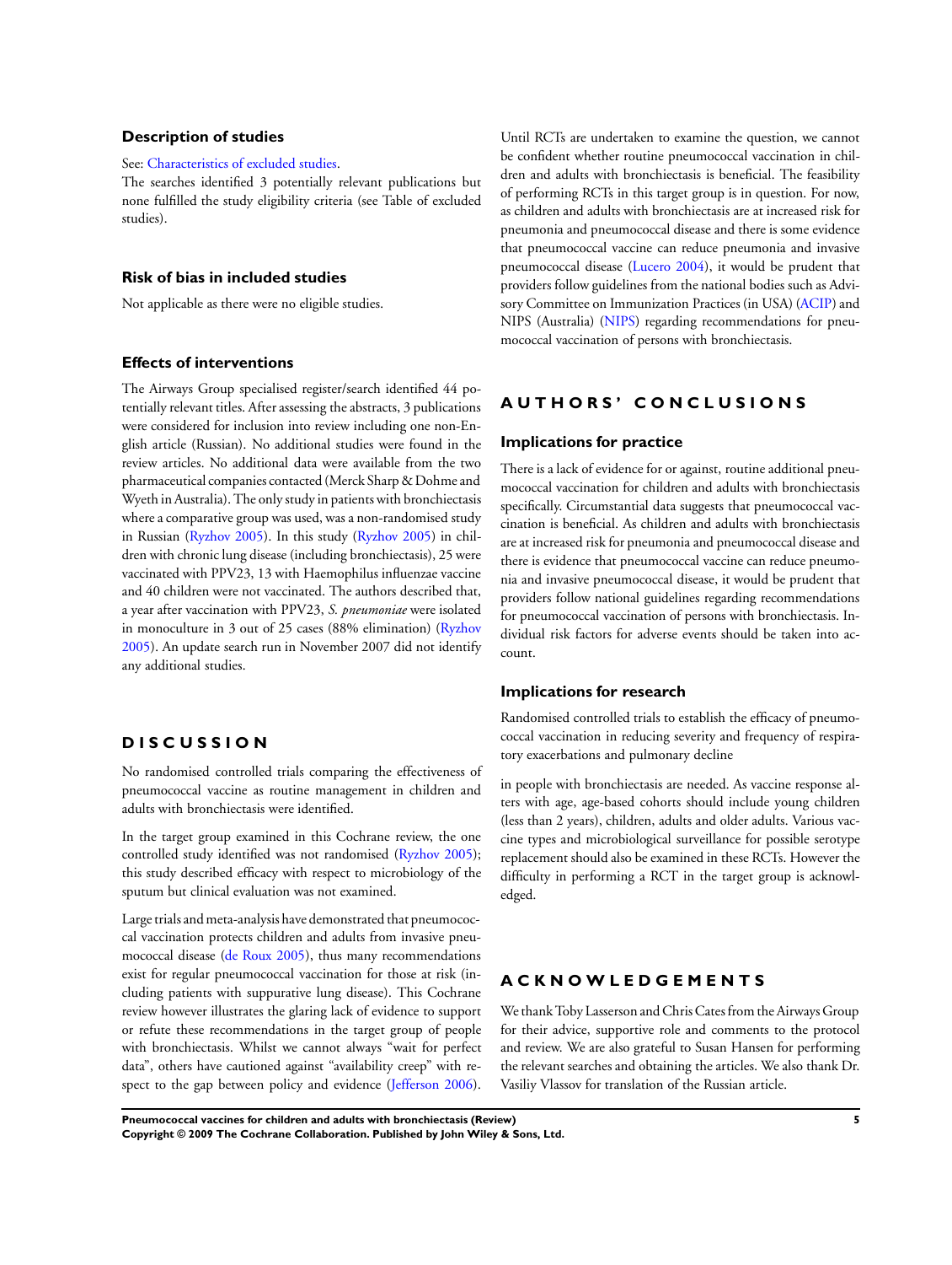### Description of studies

See: Characteristics of excluded studies.

The searches identified 3 potentially relevant publications but none fulfilled the study eligibility criteria (see Table of excluded studies).

### Risk of bias in included studies

Not applicable as there were no eligible studies.

### Effects of interventions

The Airways Group specialised register/search identified 44 potentially relevant titles. After assessing the abstracts, 3 publications were considered for inclusion into review including one non-English article (Russian). No additional studies were found in the review articles. No additional data were available from the two pharmaceutical companies contacted (Merck Sharp & Dohme and Wyeth in Australia). The only study in patients with bronchiectasis where a comparative group was used, was a non-randomised study in Russian (Ryzhov 2005). In this study (Ryzhov 2005) in children with chronic lung disease (including bronchiectasis), 25 were vaccinated with PPV23, 13 with Haemophilus influenzae vaccine and 40 children were not vaccinated. The authors described that, a year after vaccination with PPV23, *S. pneumoniae* were isolated in monoculture in 3 out of 25 cases (88% elimination) (Ryzhov 2005). An update search run in November 2007 did not identify any additional studies.

## DISCUSSION

No randomised controlled trials comparing the effectiveness of pneumococcal vaccine as routine management in children and adults with bronchiectasis were identified.

In the target group examined in this Cochrane review, the one controlled study identified was not randomised (Ryzhov 2005); this study described efficacy with respect to microbiology of the sputum but clinical evaluation was not examined.

Large trials and meta-analysis have demonstrated that pneumococcal vaccination protects children and adults from invasive pneumococcal disease (de Roux 2005), thus many recommendations exist for regular pneumococcal vaccination for those at risk (including patients with suppurative lung disease). This Cochrane review however illustrates the glaring lack of evidence to support or refute these recommendations in the target group of people with bronchiectasis. Whilst we cannot always "wait for perfect data", others have cautioned against "availability creep" with respect to the gap between policy and evidence (Jefferson 2006). Until RCTs are undertaken to examine the question, we cannot be confident whether routine pneumococcal vaccination in children and adults with bronchiectasis is beneficial. The feasibility of performing RCTs in this target group is in question. For now, as children and adults with bronchiectasis are at increased risk for pneumonia and pneumococcal disease and there is some evidence that pneumococcal vaccine can reduce pneumonia and invasive pneumococcal disease (Lucero 2004), it would be prudent that providers follow guidelines from the national bodies such as Advisory Committee on Immunization Practices (in USA) (ACIP) and NIPS (Australia) (NIPS) regarding recommendations for pneumococcal vaccination of persons with bronchiectasis.

## AUTHORS' CONCLUSIONS

### Implications for practice

There is a lack of evidence for or against, routine additional pneumococcal vaccination for children and adults with bronchiectasis specifically. Circumstantial data suggests that pneumococcal vaccination is beneficial. As children and adults with bronchiectasis are at increased risk for pneumonia and pneumococcal disease and there is evidence that pneumococcal vaccine can reduce pneumonia and invasive pneumococcal disease, it would be prudent that providers follow national guidelines regarding recommendations for pneumococcal vaccination of persons with bronchiectasis. Individual risk factors for adverse events should be taken into account.

### Implications for research

Randomised controlled trials to establish the efficacy of pneumococcal vaccination in reducing severity and frequency of respiratory exacerbations and pulmonary decline

in people with bronchiectasis are needed. As vaccine response alters with age, age-based cohorts should include young children (less than 2 years), children, adults and older adults. Various vaccine types and microbiological surveillance for possible serotype replacement should also be examined in these RCTs. However the difficulty in performing a RCT in the target group is acknowledged.

## ACKNOWLEDGEMENTS

We thank Toby Lasserson and Chris Cates from the Airways Group for their advice, supportive role and comments to the protocol and review. We are also grateful to Susan Hansen for performing the relevant searches and obtaining the articles. We also thank Dr. Vasiliy Vlassov for translation of the Russian article.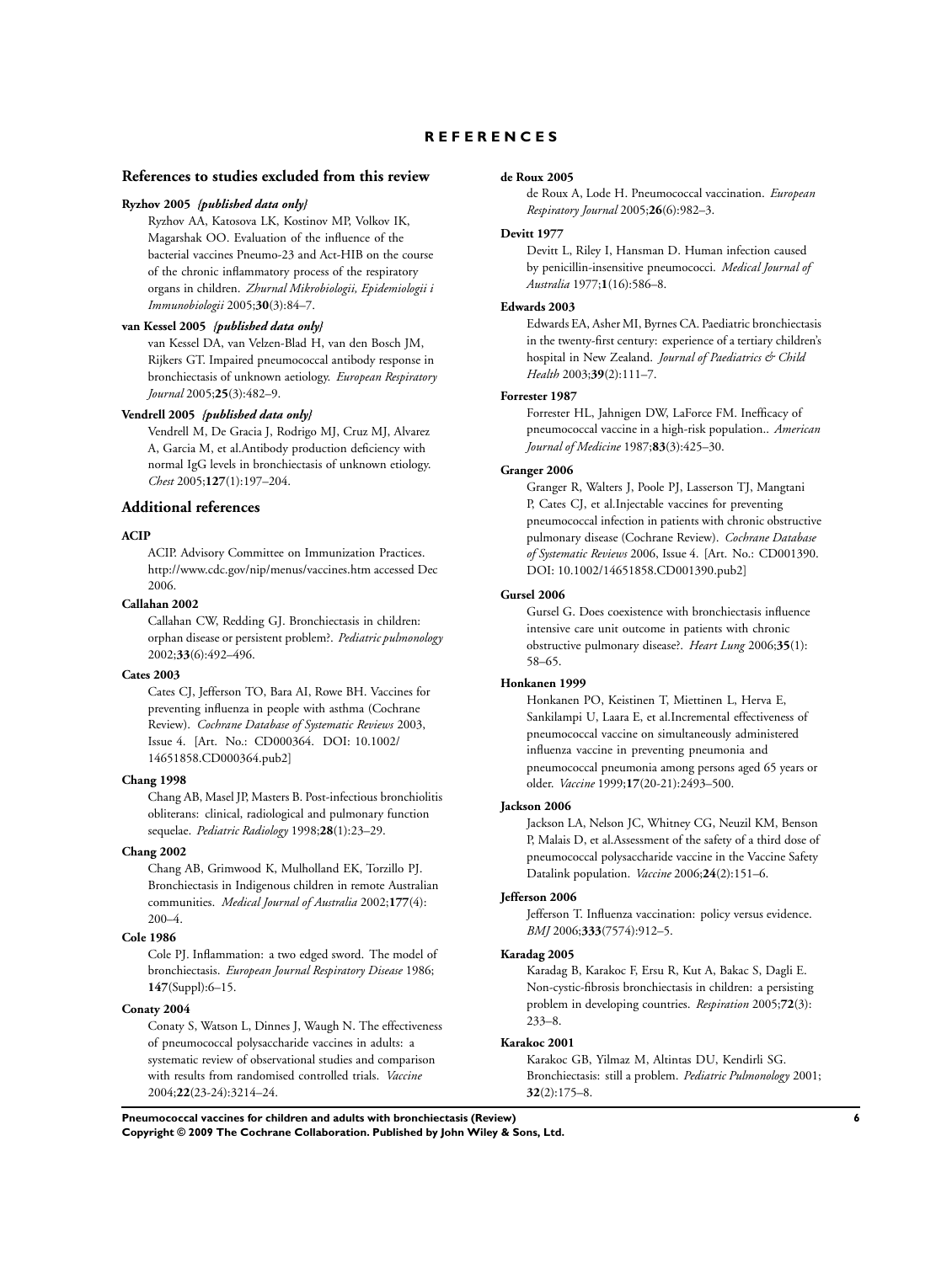# REFERENCES

## References to studies excluded from this review

**Ryzhov 2005** *{published data only}*

Ryzhov AA, Katosova LK, Kostinov MP, Volkov IK, Magarshak OO. Evaluation of the influence of the bacterial vaccines Pneumo-23 and Act-HIB on the course of the chronic inflammatory process of the respiratory organs in children. *Zhurnal Mikrobiologii, Epidemiologii i Immunobiologii* 2005;**30**(3):84–7.

**van Kessel 2005** *{published data only}*

van Kessel DA, van Velzen-Blad H, van den Bosch JM, Rijkers GT. Impaired pneumococcal antibody response in bronchiectasis of unknown aetiology. *European Respiratory Journal* 2005;**25**(3):482–9.

**Vendrell 2005** *{published data only}*

Vendrell M, De Gracia J, Rodrigo MJ, Cruz MJ, Alvarez A, Garcia M, et al.Antibody production deficiency with normal IgG levels in bronchiectasis of unknown etiology. *Chest* 2005;**127**(1):197–204.

## Additional references

**ACIP**

ACIP. Advisory Committee on Immunization Practices. http://www.cdc.gov/nip/menus/vaccines.htm accessed Dec 2006.

**Callahan 2002**

Callahan CW, Redding GJ. Bronchiectasis in children: orphan disease or persistent problem?. *Pediatric pulmonology* 2002;**33**(6):492–496.

**Cates 2003**

Cates CJ, Jefferson TO, Bara AI, Rowe BH. Vaccines for preventing influenza in people with asthma (Cochrane Review). *Cochrane Database of Systematic Reviews* 2003, Issue 4. [Art. No.: CD000364. DOI: 10.1002/14651858.CD000364.pub2]

**Chang 1998**

Chang AB, Masel JP, Masters B. Post-infectious bronchiolitis obliterans: clinical, radiological and pulmonary function sequelae. *Pediatric Radiology* 1998;**28**(1):23–29.

**Chang 2002**

Chang AB, Grimwood K, Mulholland EK, Torzillo PJ. Bronchiectasis in Indigenous children in remote Australian communities. *Medical Journal of Australia* 2002;**177**(4): 200–4.

**Cole 1986**

Cole PJ. Inflammation: a two edged sword. The model of bronchiectasis. *European Journal Respiratory Disease* 1986; **147**(Suppl):6–15.

**Conaty 2004**

Conaty S, Watson L, Dinnes J, Waugh N. The effectiveness of pneumococcal polysaccharide vaccines in adults: a systematic review of observational studies and comparison with results from randomised controlled trials. *Vaccine* 2004;**22**(23-24):3214–24.

**de Roux 2005**

de Roux A, Lode H. Pneumococcal vaccination. *European Respiratory Journal* 2005;**26**(6):982–3.

**Devitt 1977**

Devitt L, Riley I, Hansman D. Human infection caused by penicillin-insensitive pneumococci. *Medical Journal of Australia* 1977;**1**(16):586–8.

**Edwards 2003**

Edwards EA, Asher MI, Byrnes CA. Paediatric bronchiectasis in the twenty-first century: experience of a tertiary children's hospital in New Zealand. *Journal of Paediatrics & Child Health* 2003;**39**(2):111–7.

**Forrester 1987**

Forrester HL, Jahnigen DW, LaForce FM. Inefficacy of pneumococcal vaccine in a high-risk population.. *American Journal of Medicine* 1987;**83**(3):425–30.

**Granger 2006**

Granger R, Walters J, Poole PJ, Lasserson TJ, Mangtani P, Cates CJ, et al.Injectable vaccines for preventing pneumococcal infection in patients with chronic obstructive pulmonary disease (Cochrane Review). *Cochrane Database of Systematic Reviews* 2006, Issue 4. [Art. No.: CD001390. DOI: 10.1002/14651858.CD001390.pub2]

**Gursel 2006**

Gursel G. Does coexistence with bronchiectasis influence intensive care unit outcome in patients with chronic obstructive pulmonary disease?. *Heart Lung* 2006;**35**(1): 58–65.

**Honkanen 1999**

Honkanen PO, Keistinen T, Miettinen L, Herva E, Sankilampi U, Laara E, et al.Incremental effectiveness of pneumococcal vaccine on simultaneously administered influenza vaccine in preventing pneumonia and pneumococcal pneumonia among persons aged 65 years or older. *Vaccine* 1999;**17**(20-21):2493–500.

**Jackson 2006**

Jackson LA, Nelson JC, Whitney CG, Neuzil KM, Benson P, Malais D, et al.Assessment of the safety of a third dose of pneumococcal polysaccharide vaccine in the Vaccine Safety Datalink population. *Vaccine* 2006;**24**(2):151–6.

**Jefferson 2006**

Jefferson T. Influenza vaccination: policy versus evidence. *BMJ* 2006;**333**(7574):912–5.

**Karadag 2005**

Karadag B, Karakoc F, Ersu R, Kut A, Bakac S, Dagli E. Non-cystic-fibrosis bronchiectasis in children: a persisting problem in developing countries. *Respiration* 2005;**72**(3): 233–8.

**Karakoc 2001**

Karakoc GB, Yilmaz M, Altintas DU, Kendirli SG. Bronchiectasis: still a problem. *Pediatric Pulmonology* 2001; **32**(2):175–8.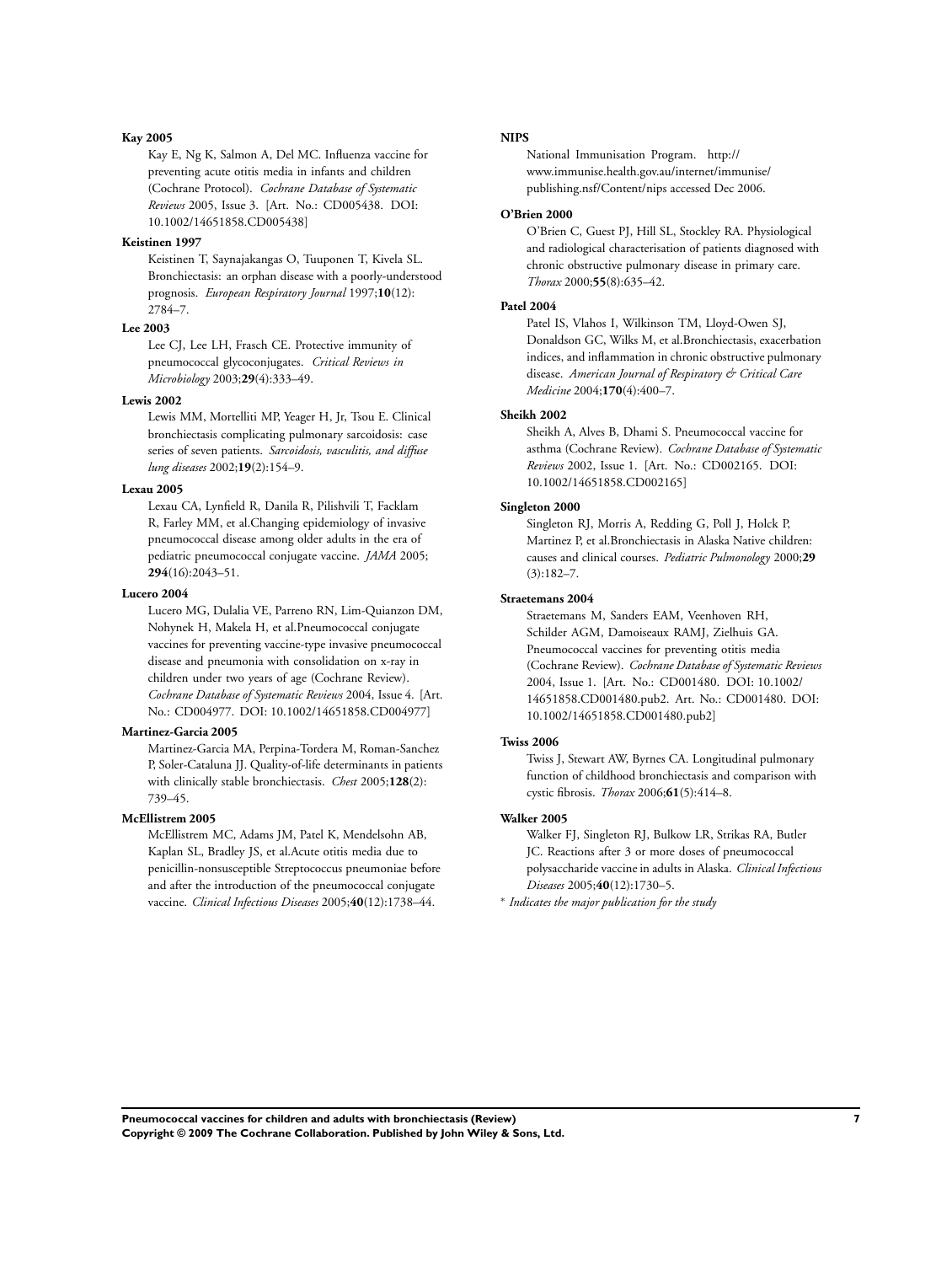**Kay 2005**

Kay E, Ng K, Salmon A, Del MC. Influenza vaccine for preventing acute otitis media in infants and children (Cochrane Protocol). *Cochrane Database of Systematic Reviews* 2005, Issue 3. [Art. No.: CD005438. DOI: 10.1002/14651858.CD005438]

**Keistinen 1997**

Keistinen T, Saynajakangas O, Tuuponen T, Kivela SL. Bronchiectasis: an orphan disease with a poorly-understood prognosis. *European Respiratory Journal* 1997;**10**(12): 2784–7.

**Lee 2003**

Lee CJ, Lee LH, Frasch CE. Protective immunity of pneumococcal glycoconjugates. *Critical Reviews in Microbiology* 2003;**29**(4):333–49.

**Lewis 2002**

Lewis MM, Mortelliti MP, Yeager H, Jr, Tsou E. Clinical bronchiectasis complicating pulmonary sarcoidosis: case series of seven patients. *Sarcoidosis, vasculitis, and diffuse lung diseases* 2002;**19**(2):154–9.

**Lexau 2005**

Lexau CA, Lynfield R, Danila R, Pilishvili T, Facklam R, Farley MM, et al.Changing epidemiology of invasive pneumococcal disease among older adults in the era of pediatric pneumococcal conjugate vaccine. *JAMA* 2005; **294**(16):2043–51.

**Lucero 2004**

Lucero MG, Dulalia VE, Parreno RN, Lim-Quianzon DM, Nohynek H, Makela H, et al.Pneumococcal conjugate vaccines for preventing vaccine-type invasive pneumococcal disease and pneumonia with consolidation on x-ray in children under two years of age (Cochrane Review). *Cochrane Database of Systematic Reviews* 2004, Issue 4. [Art. No.: CD004977. DOI: 10.1002/14651858.CD004977]

**Martinez-Garcia 2005**

Martinez-Garcia MA, Perpina-Tordera M, Roman-Sanchez P, Soler-Cataluna JJ. Quality-of-life determinants in patients with clinically stable bronchiectasis. *Chest* 2005;**128**(2): 739–45.

**McEllistrem 2005**

McEllistrem MC, Adams JM, Patel K, Mendelsohn AB, Kaplan SL, Bradley JS, et al.Acute otitis media due to penicillin-nonsusceptible Streptococcus pneumoniae before and after the introduction of the pneumococcal conjugate vaccine. *Clinical Infectious Diseases* 2005;**40**(12):1738–44.

**NIPS**

National Immunisation Program. http://www.immunise.health.gov.au/internet/immunise/publishing.nsf/Content/nips accessed Dec 2006.

**O'Brien 2000**

O'Brien C, Guest PJ, Hill SL, Stockley RA. Physiological and radiological characterisation of patients diagnosed with chronic obstructive pulmonary disease in primary care. *Thorax* 2000;**55**(8):635–42.

**Patel 2004**

Patel IS, Vlahos I, Wilkinson TM, Lloyd-Owen SJ, Donaldson GC, Wilks M, et al.Bronchiectasis, exacerbation indices, and inflammation in chronic obstructive pulmonary disease. *American Journal of Respiratory & Critical Care Medicine* 2004;**170**(4):400–7.

**Sheikh 2002**

Sheikh A, Alves B, Dhami S. Pneumococcal vaccine for asthma (Cochrane Review). *Cochrane Database of Systematic Reviews* 2002, Issue 1. [Art. No.: CD002165. DOI: 10.1002/14651858.CD002165]

**Singleton 2000**

Singleton RJ, Morris A, Redding G, Poll J, Holck P, Martinez P, et al.Bronchiectasis in Alaska Native children: causes and clinical courses. *Pediatric Pulmonology* 2000;**29** (3):182–7.

**Straetemans 2004**

Straetemans M, Sanders EAM, Veenhoven RH, Schilder AGM, Damoiseaux RAMJ, Zielhuis GA. Pneumococcal vaccines for preventing otitis media (Cochrane Review). *Cochrane Database of Systematic Reviews* 2004, Issue 1. [Art. No.: CD001480. DOI: 10.1002/14651858.CD001480.pub2. Art. No.: CD001480. DOI: 10.1002/14651858.CD001480.pub2]

**Twiss 2006**

Twiss J, Stewart AW, Byrnes CA. Longitudinal pulmonary function of childhood bronchiectasis and comparison with cystic fibrosis. *Thorax* 2006;**61**(5):414–8.

**Walker 2005**

Walker FJ, Singleton RJ, Bulkow LR, Strikas RA, Butler JC. Reactions after 3 or more doses of pneumococcal polysaccharide vaccine in adults in Alaska. *Clinical Infectious Diseases* 2005;**40**(12):1730–5.

∗ *Indicates the major publication for the study*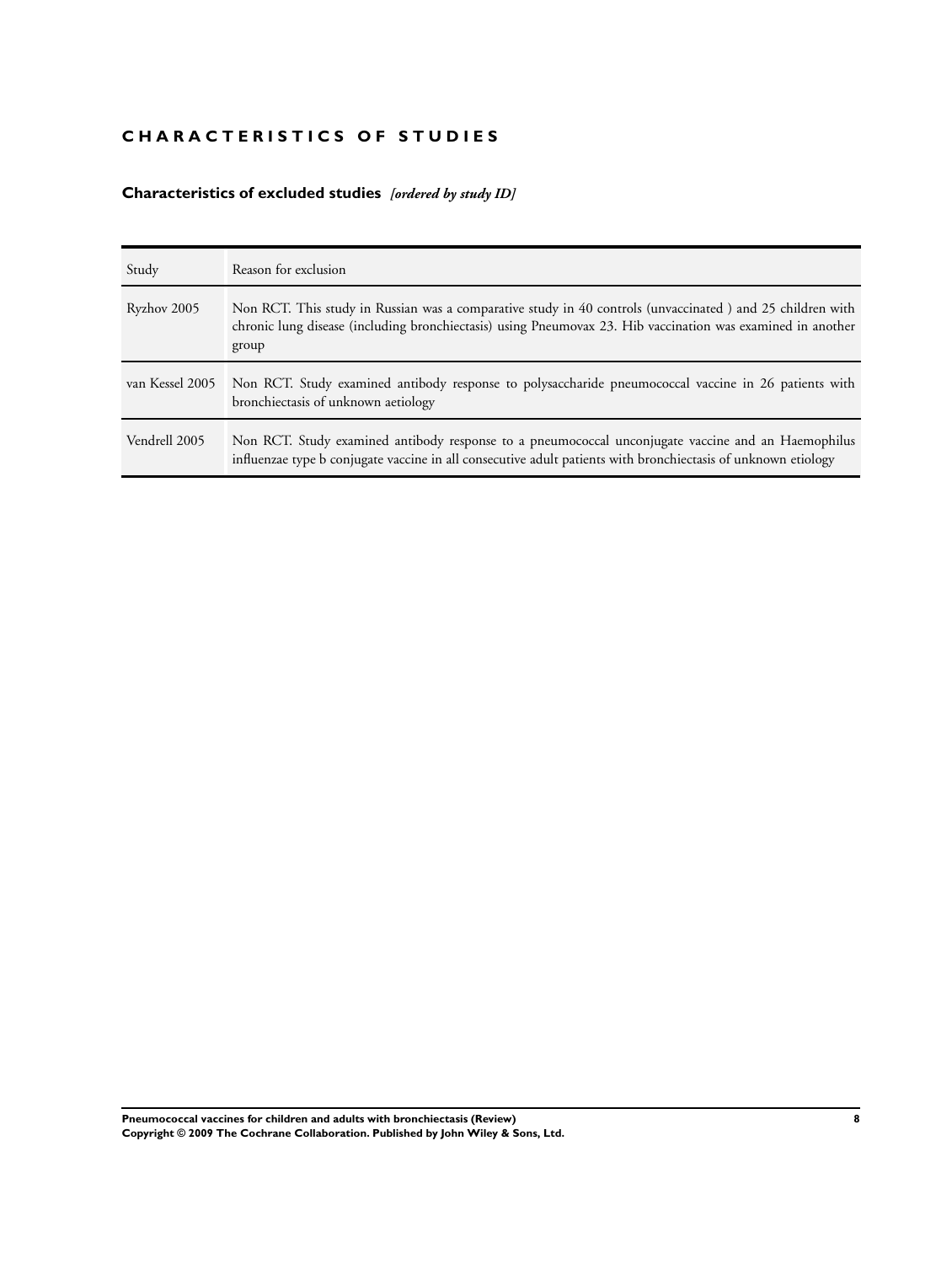# CHARACTERISTICS OF STUDIES

## Characteristics of excluded studies *[ordered by study ID]*

| Study | Reason for exclusion |
|---|---|
| Ryzhov 2005 | Non RCT. This study in Russian was a comparative study in 40 controls (unvaccinated ) and 25 children with chronic lung disease (including bronchiectasis) using Pneumovax 23. Hib vaccination was examined in another group |
| van Kessel 2005 | Non RCT. Study examined antibody response to polysaccharide pneumococcal vaccine in 26 patients with bronchiectasis of unknown aetiology |
| Vendrell 2005 | Non RCT. Study examined antibody response to a pneumococcal unconjugate vaccine and an Haemophilus influenzae type b conjugate vaccine in all consecutive adult patients with bronchiectasis of unknown etiology |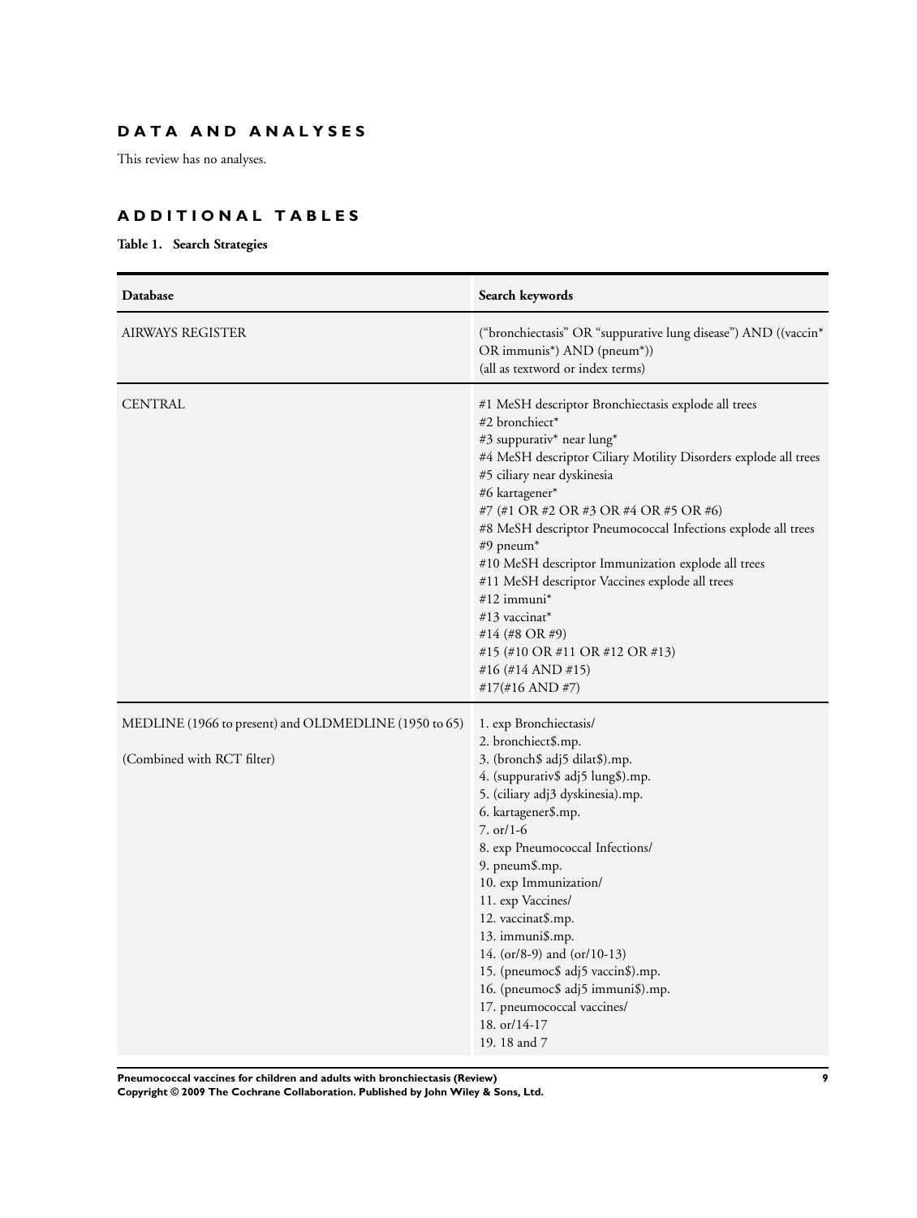## DATA AND ANALYSES

This review has no analyses.

## ADDITIONAL TABLES

**Table 1. Search Strategies**

| Database | Search keywords |
|---|---|
| AIRWAYS REGISTER | ("bronchiectasis" OR "suppurative lung disease") AND ((vaccin* OR immunis*) AND (pneum*))<br>(all as textword or index terms) |
| CENTRAL | #1 MeSH descriptor Bronchiectasis explode all trees<br>#2 bronchiect*<br>#3 suppurativ* near lung*<br>#4 MeSH descriptor Ciliary Motility Disorders explode all trees<br>#5 ciliary near dyskinesia<br>#6 kartagener*<br>#7 (#1 OR #2 OR #3 OR #4 OR #5 OR #6)<br>#8 MeSH descriptor Pneumococcal Infections explode all trees<br>#9 pneum*<br>#10 MeSH descriptor Immunization explode all trees<br>#11 MeSH descriptor Vaccines explode all trees<br>#12 immuni*<br>#13 vaccinat*<br>#14 (#8 OR #9)<br>#15 (#10 OR #11 OR #12 OR #13)<br>#16 (#14 AND #15)<br>#17(#16 AND #7) |
| MEDLINE (1966 to present) and OLDMEDLINE (1950 to 65)<br><br>(Combined with RCT filter) | 1. exp Bronchiectasis/<br>2. bronchiect$.mp.<br>3. (bronch$ adj5 dilat$).mp.<br>4. (suppurativ$ adj5 lung$).mp.<br>5. (ciliary adj3 dyskinesia).mp.<br>6. kartagener$.mp.<br>7. or/1-6<br>8. exp Pneumococcal Infections/<br>9. pneum$.mp.<br>10. exp Immunization/<br>11. exp Vaccines/<br>12. vaccinat$.mp.<br>13. immuni$.mp.<br>14. (or/8-9) and (or/10-13)<br>15. (pneumoc$ adj5 vaccin$).mp.<br>16. (pneumoc$ adj5 immuni$).mp.<br>17. pneumococcal vaccines/<br>18. or/14-17<br>19. 18 and 7 |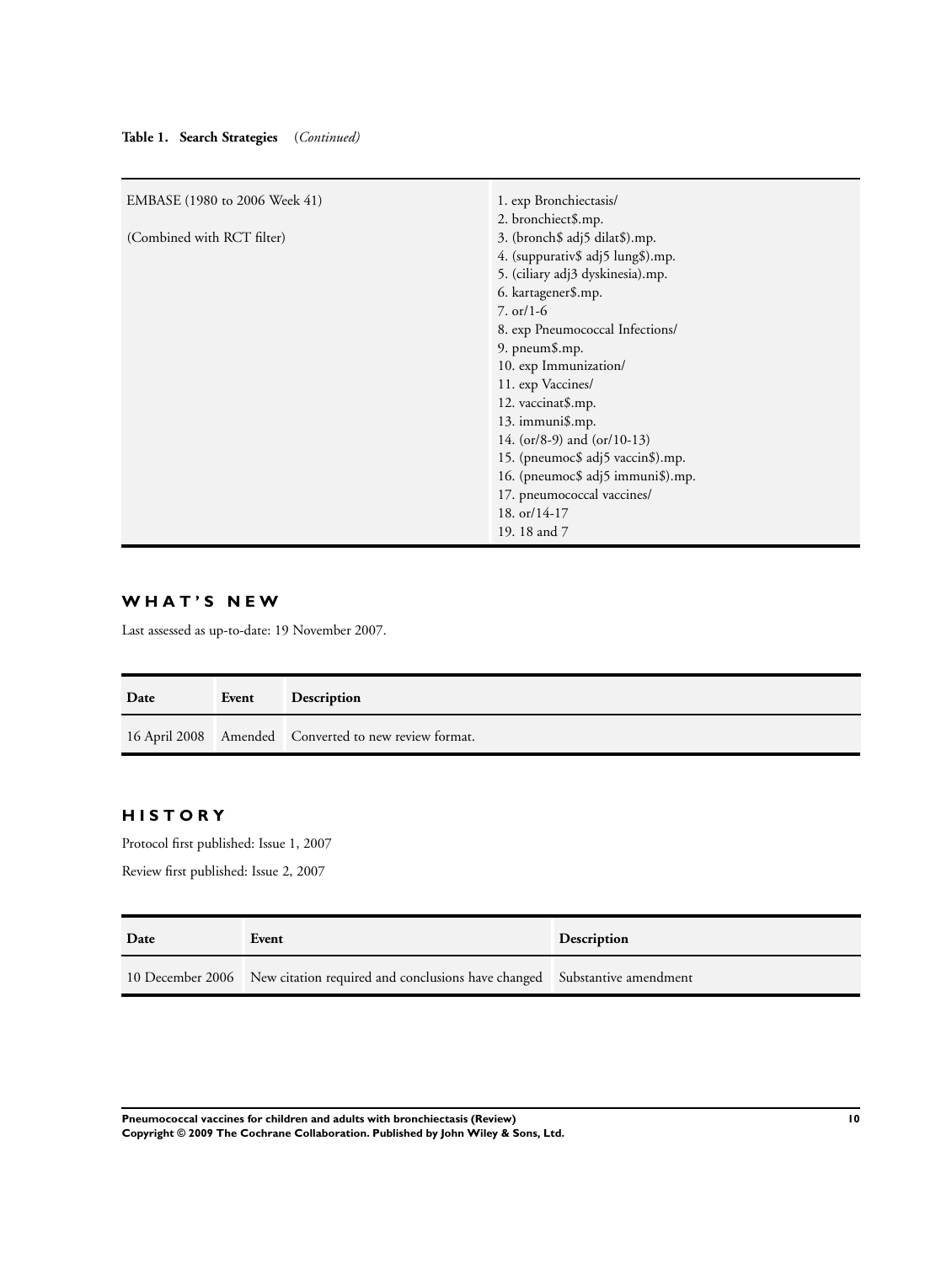**Table 1. Search Strategies** *(Continued)*

| | |
|---|---|
| EMBASE (1980 to 2006 Week 41)<br><br>(Combined with RCT filter) | 1. exp Bronchiectasis/<br>2. bronchiect$.mp.<br>3. (bronch$ adj5 dilat$).mp.<br>4. (suppurativ$ adj5 lung$).mp.<br>5. (ciliary adj3 dyskinesia).mp.<br>6. kartagener$.mp.<br>7. or/1-6<br>8. exp Pneumococcal Infections/<br>9. pneum$.mp.<br>10. exp Immunization/<br>11. exp Vaccines/<br>12. vaccinat$.mp.<br>13. immuni$.mp.<br>14. (or/8-9) and (or/10-13)<br>15. (pneumoc$ adj5 vaccin$).mp.<br>16. (pneumoc$ adj5 immuni$).mp.<br>17. pneumococcal vaccines/<br>18. or/14-17<br>19. 18 and 7 |

## WHAT'S NEW

Last assessed as up-to-date: 19 November 2007.

| Date | Event | Description |
|---|---|---|
| 16 April 2008 | Amended | Converted to new review format. |

## HISTORY

Protocol first published: Issue 1, 2007

Review first published: Issue 2, 2007

| Date | Event | Description |
|---|---|---|
| 10 December 2006 | New citation required and conclusions have changed | Substantive amendment |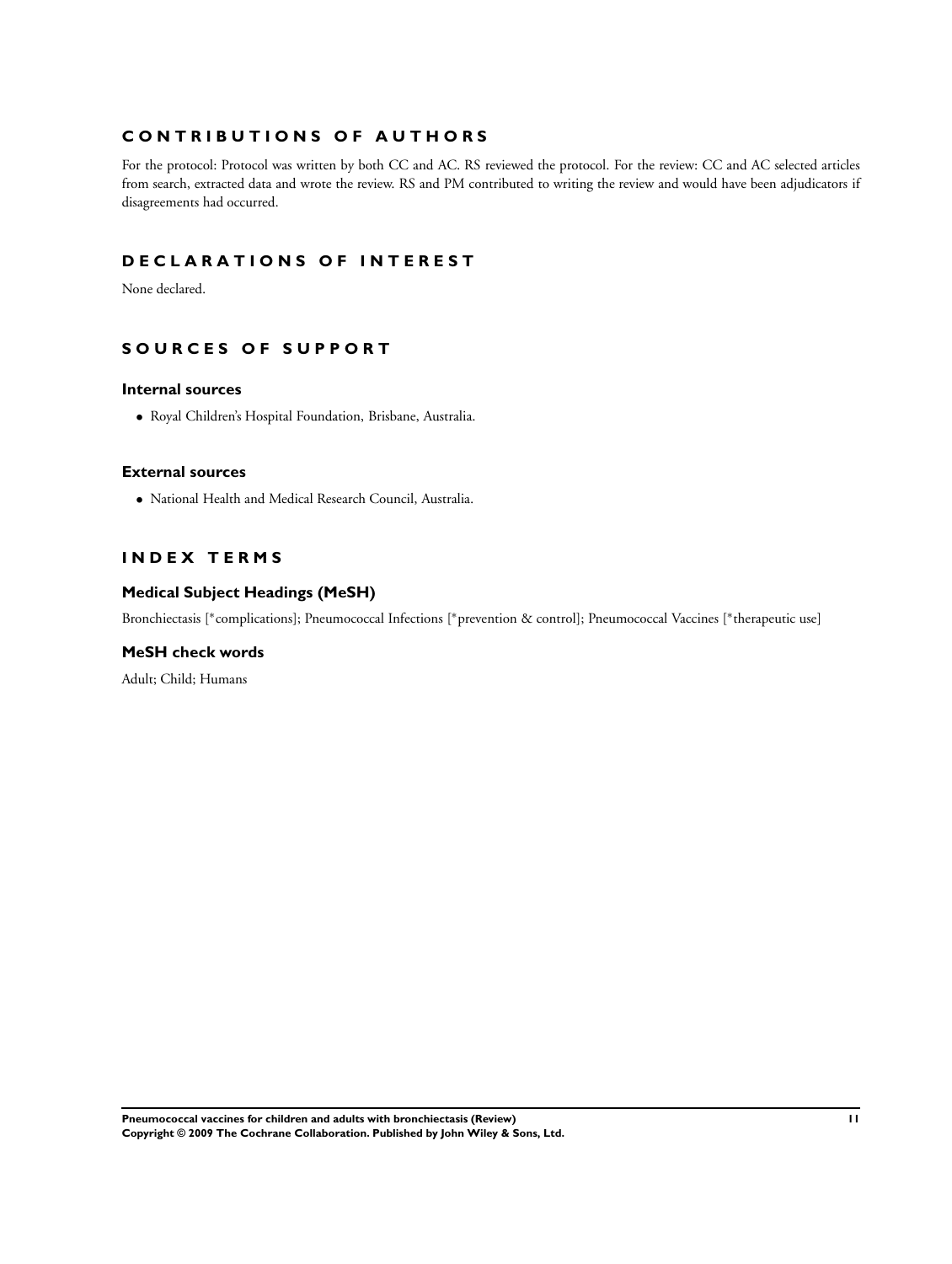## CONTRIBUTIONS OF AUTHORS

For the protocol: Protocol was written by both CC and AC. RS reviewed the protocol. For the review: CC and AC selected articles from search, extracted data and wrote the review. RS and PM contributed to writing the review and would have been adjudicators if disagreements had occurred.

## DECLARATIONS OF INTEREST

None declared.

## SOURCES OF SUPPORT

### Internal sources

- Royal Children's Hospital Foundation, Brisbane, Australia.

### External sources

- National Health and Medical Research Council, Australia.

## INDEX TERMS

### Medical Subject Headings (MeSH)

Bronchiectasis [*complications]; Pneumococcal Infections [*prevention & control]; Pneumococcal Vaccines [*therapeutic use]

### MeSH check words

Adult; Child; Humans